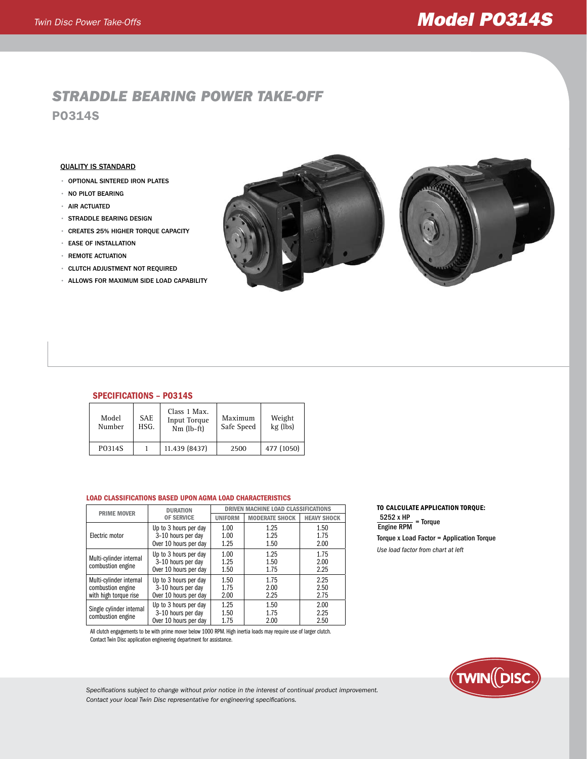# STRADDLE BEARING POWER TAKE-OFF

## PO314S

### QUALITY IS STANDARD

- OPTIONAL SINTERED IRON PLATES
- NO PILOT BEARING
- AIR ACTUATED
- STRADDLE BEARING DESIGN
- CREATES 25% HIGHER TORQUE CAPACITY
- EASE OF INSTALLATION
- REMOTE ACTUATION
- CLUTCH ADJUSTMENT NOT REQUIRED
- ALLOWS FOR MAXIMUM SIDE LOAD CAPABILITY

### SPECIFICATIONS – PO314S

| Model Number | SAE HSG. | Class 1 Max. Input Torque Nm (lb-ft) | Maximum Safe Speed | Weight kg (lbs) |
|---|---|---|---|---|
| PO314S | 1 | 11.439 (8437) | 2500 | 477 (1050) |

### LOAD CLASSIFICATIONS BASED UPON AGMA LOAD CHARACTERISTICS

| PRIME MOVER | DURATION OF SERVICE | DRIVEN MACHINE LOAD CLASSIFICATIONS | | |
|---|---|---|---|---|
| | | UNIFORM | MODERATE SHOCK | HEAVY SHOCK |
| Electric motor | Up to 3 hours per day | 1.00 | 1.25 | 1.50 |
| | 3-10 hours per day | 1.00 | 1.25 | 1.75 |
| | Over 10 hours per day | 1.25 | 1.50 | 2.00 |
| Multi-cylinder internal combustion engine | Up to 3 hours per day | 1.00 | 1.25 | 1.75 |
| | 3-10 hours per day | 1.25 | 1.50 | 2.00 |
| | Over 10 hours per day | 1.50 | 1.75 | 2.25 |
| Multi-cylinder internal combustion engine with high torque rise | Up to 3 hours per day | 1.50 | 1.75 | 2.25 |
| | 3-10 hours per day | 1.75 | 2.00 | 2.50 |
| | Over 10 hours per day | 2.00 | 2.25 | 2.75 |
| Single cylinder internal combustion engine | Up to 3 hours per day | 1.25 | 1.50 | 2.00 |
| | 3-10 hours per day | 1.50 | 1.75 | 2.25 |
| | Over 10 hours per day | 1.75 | 2.00 | 2.50 |

All clutch engagements to be with prime mover below 1000 RPM. High inertia loads may require use of larger clutch. Contact Twin Disc application engineering department for assistance.

**TO CALCULATE APPLICATION TORQUE:**

$$\frac{5252 \times HP}{\text{Engine RPM}} = \text{Torque}$$

Torque x Load Factor = Application Torque

*Use load factor from chart at left*

*Specifications subject to change without prior notice in the interest of continual product improvement.*
*Contact your local Twin Disc representative for engineering specifications.*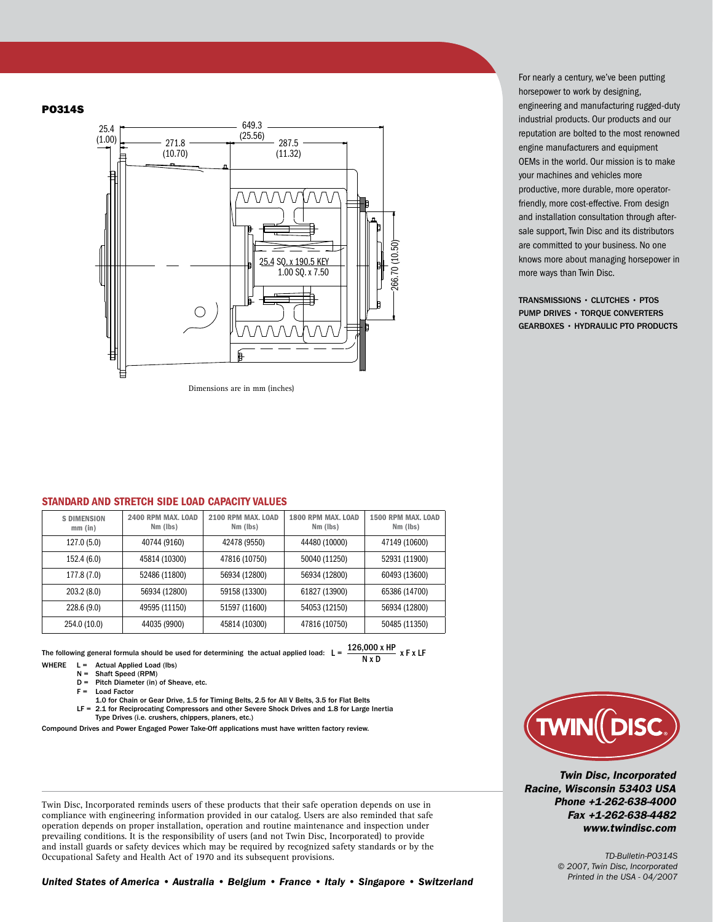**PO314S**

649.3 (25.56)
25.4 (1.00)
271.8 (10.70)
287.5 (11.32)
25.4 SQ. x 190.5 KEY
1.00 SQ. x 7.50
266.70 (10.50)

Dimensions are in mm (inches)

## STANDARD AND STRETCH SIDE LOAD CAPACITY VALUES

| S DIMENSION mm (in) | 2400 RPM MAX. LOAD Nm (lbs) | 2100 RPM MAX. LOAD Nm (lbs) | 1800 RPM MAX. LOAD Nm (lbs) | 1500 RPM MAX. LOAD Nm (lbs) |
|---|---|---|---|---|
| 127.0 (5.0) | 40744 (9160) | 42478 (9550) | 44480 (10000) | 47149 (10600) |
| 152.4 (6.0) | 45814 (10300) | 47816 (10750) | 50040 (11250) | 52931 (11900) |
| 177.8 (7.0) | 52486 (11800) | 56934 (12800) | 56934 (12800) | 60493 (13600) |
| 203.2 (8.0) | 56934 (12800) | 59158 (13300) | 61827 (13900) | 65386 (14700) |
| 228.6 (9.0) | 49595 (11150) | 51597 (11600) | 54053 (12150) | 56934 (12800) |
| 254.0 (10.0) | 44035 (9900) | 45814 (10300) | 47816 (10750) | 50485 (11350) |

The following general formula should be used for determining the actual applied load: $L = \frac{126{,}000 \times HP}{N \times D} \times F \times LF$

WHERE
- L = Actual Applied Load (lbs)
- N = Shaft Speed (RPM)
- D = Pitch Diameter (in) of Sheave, etc.
- F = Load Factor
  1.0 for Chain or Gear Drive, 1.5 for Timing Belts, 2.5 for All V Belts, 3.5 for Flat Belts
- LF = 2.1 for Reciprocating Compressors and other Severe Shock Drives and 1.8 for Large Inertia Type Drives (i.e. crushers, chippers, planers, etc.)

Compound Drives and Power Engaged Power Take-Off applications must have written factory review.

Twin Disc, Incorporated reminds users of these products that their safe operation depends on use in compliance with engineering information provided in our catalog. Users are also reminded that safe operation depends on proper installation, operation and routine maintenance and inspection under prevailing conditions. It is the responsibility of users (and not Twin Disc, Incorporated) to provide and install guards or safety devices which may be required by recognized safety standards or by the Occupational Safety and Health Act of 1970 and its subsequent provisions.

*United States of America • Australia • Belgium • France • Italy • Singapore • Switzerland*

For nearly a century, we've been putting horsepower to work by designing, engineering and manufacturing rugged-duty industrial products. Our products and our reputation are bolted to the most renowned engine manufacturers and equipment OEMs in the world. Our mission is to make your machines and vehicles more productive, more durable, more operator-friendly, more cost-effective. From design and installation consultation through after-sale support, Twin Disc and its distributors are committed to your business. No one knows more about managing horsepower in more ways than Twin Disc.

TRANSMISSIONS • CLUTCHES • PTOS
PUMP DRIVES • TORQUE CONVERTERS
GEARBOXES • HYDRAULIC PTO PRODUCTS

TWIN DISC

***Twin Disc, Incorporated***
***Racine, Wisconsin 53403 USA***
***Phone +1-262-638-4000***
***Fax +1-262-638-4482***
***www.twindisc.com***

*TD-Bulletin-PO314S*
*© 2007, Twin Disc, Incorporated*
*Printed in the USA - 04/2007*